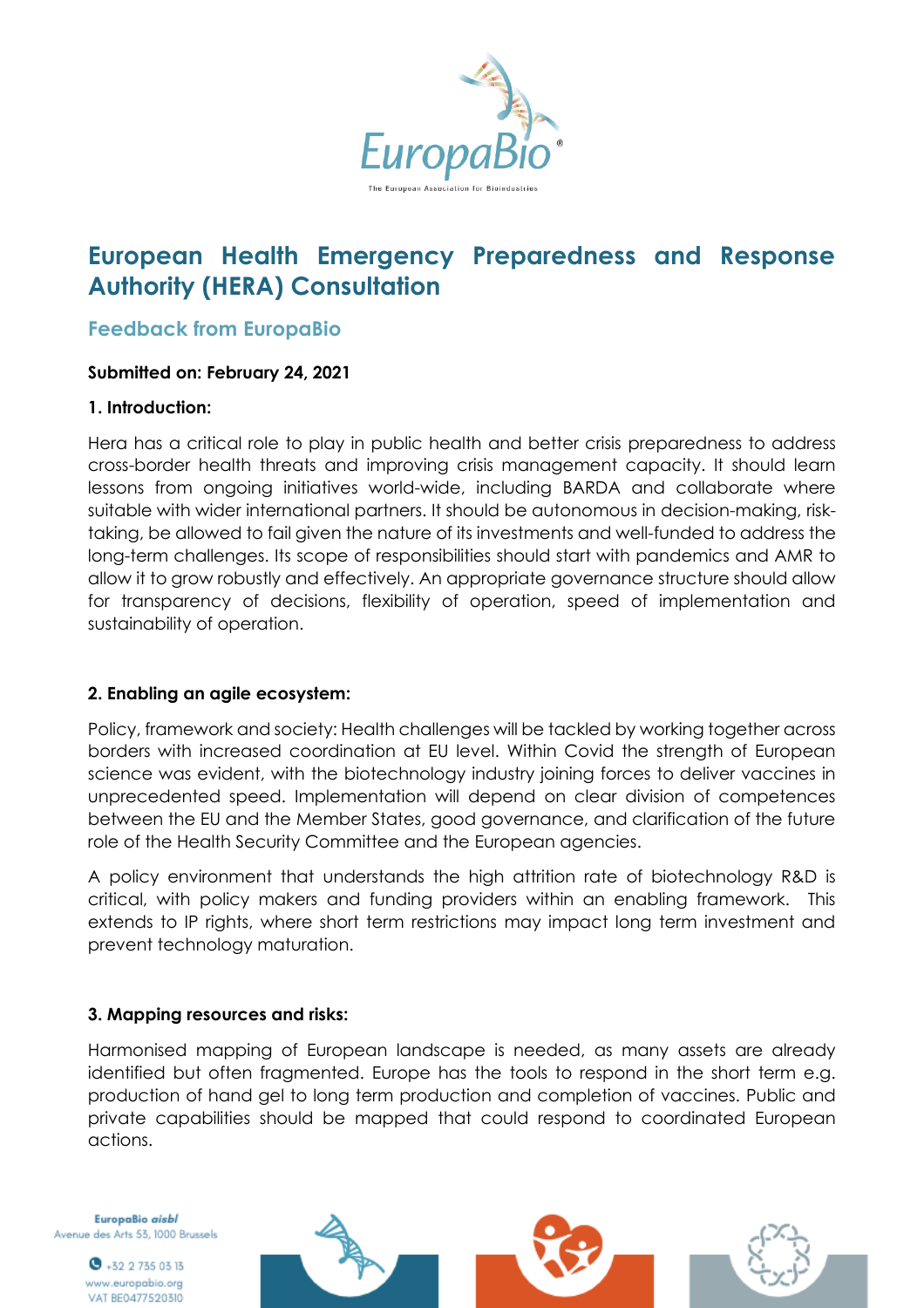# European Health Emergency Preparedness and Response Authority (HERA) Consultation

## Feedback from EuropaBio

**Submitted on: February 24, 2021**

**1. Introduction:**

Hera has a critical role to play in public health and better crisis preparedness to address cross-border health threats and improving crisis management capacity. It should learn lessons from ongoing initiatives world-wide, including BARDA and collaborate where suitable with wider international partners. It should be autonomous in decision-making, risk-taking, be allowed to fail given the nature of its investments and well-funded to address the long-term challenges. Its scope of responsibilities should start with pandemics and AMR to allow it to grow robustly and effectively. An appropriate governance structure should allow for transparency of decisions, flexibility of operation, speed of implementation and sustainability of operation.

**2. Enabling an agile ecosystem:**

Policy, framework and society: Health challenges will be tackled by working together across borders with increased coordination at EU level. Within Covid the strength of European science was evident, with the biotechnology industry joining forces to deliver vaccines in unprecedented speed. Implementation will depend on clear division of competences between the EU and the Member States, good governance, and clarification of the future role of the Health Security Committee and the European agencies.

A policy environment that understands the high attrition rate of biotechnology R&D is critical, with policy makers and funding providers within an enabling framework. This extends to IP rights, where short term restrictions may impact long term investment and prevent technology maturation.

**3. Mapping resources and risks:**

Harmonised mapping of European landscape is needed, as many assets are already identified but often fragmented. Europe has the tools to respond in the short term e.g. production of hand gel to long term production and completion of vaccines. Public and private capabilities should be mapped that could respond to coordinated European actions.

EuropaBio *aisbl*
Avenue des Arts 53, 1000 Brussels
+32 2 735 03 13
www.europabio.org
VAT BE0477520310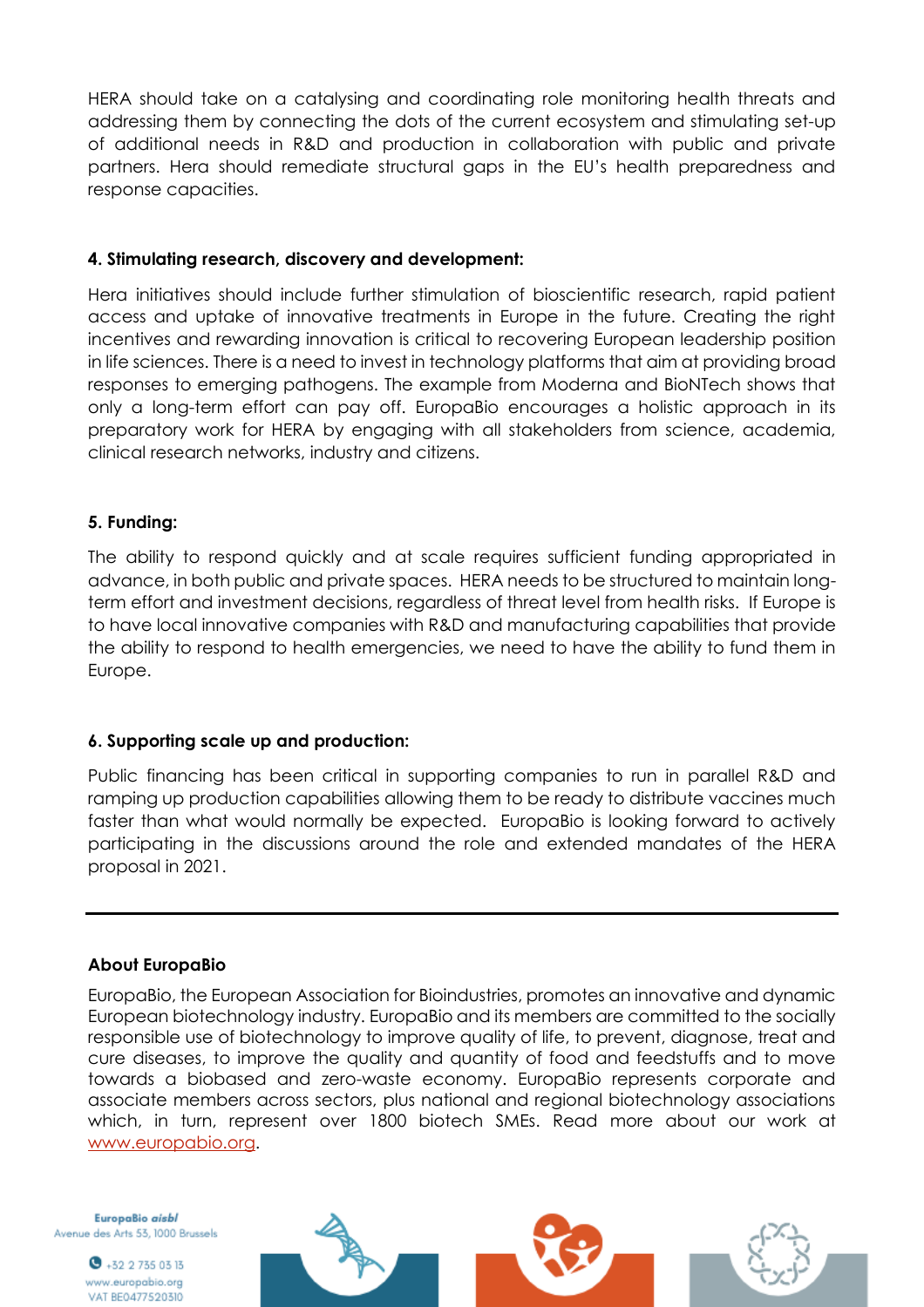HERA should take on a catalysing and coordinating role monitoring health threats and addressing them by connecting the dots of the current ecosystem and stimulating set-up of additional needs in R&D and production in collaboration with public and private partners. Hera should remediate structural gaps in the EU's health preparedness and response capacities.

**4. Stimulating research, discovery and development:**

Hera initiatives should include further stimulation of bioscientific research, rapid patient access and uptake of innovative treatments in Europe in the future. Creating the right incentives and rewarding innovation is critical to recovering European leadership position in life sciences. There is a need to invest in technology platforms that aim at providing broad responses to emerging pathogens. The example from Moderna and BioNTech shows that only a long-term effort can pay off. EuropaBio encourages a holistic approach in its preparatory work for HERA by engaging with all stakeholders from science, academia, clinical research networks, industry and citizens.

**5. Funding:**

The ability to respond quickly and at scale requires sufficient funding appropriated in advance, in both public and private spaces. HERA needs to be structured to maintain long-term effort and investment decisions, regardless of threat level from health risks. If Europe is to have local innovative companies with R&D and manufacturing capabilities that provide the ability to respond to health emergencies, we need to have the ability to fund them in Europe.

**6. Supporting scale up and production:**

Public financing has been critical in supporting companies to run in parallel R&D and ramping up production capabilities allowing them to be ready to distribute vaccines much faster than what would normally be expected. EuropaBio is looking forward to actively participating in the discussions around the role and extended mandates of the HERA proposal in 2021.

---

**About EuropaBio**

EuropaBio, the European Association for Bioindustries, promotes an innovative and dynamic European biotechnology industry. EuropaBio and its members are committed to the socially responsible use of biotechnology to improve quality of life, to prevent, diagnose, treat and cure diseases, to improve the quality and quantity of food and feedstuffs and to move towards a biobased and zero-waste economy. EuropaBio represents corporate and associate members across sectors, plus national and regional biotechnology associations which, in turn, represent over 1800 biotech SMEs. Read more about our work at www.europabio.org.

EuropaBio *aisbl*
Avenue des Arts 53, 1000 Brussels
+32 2 735 03 13
www.europabio.org
VAT BE0477520310